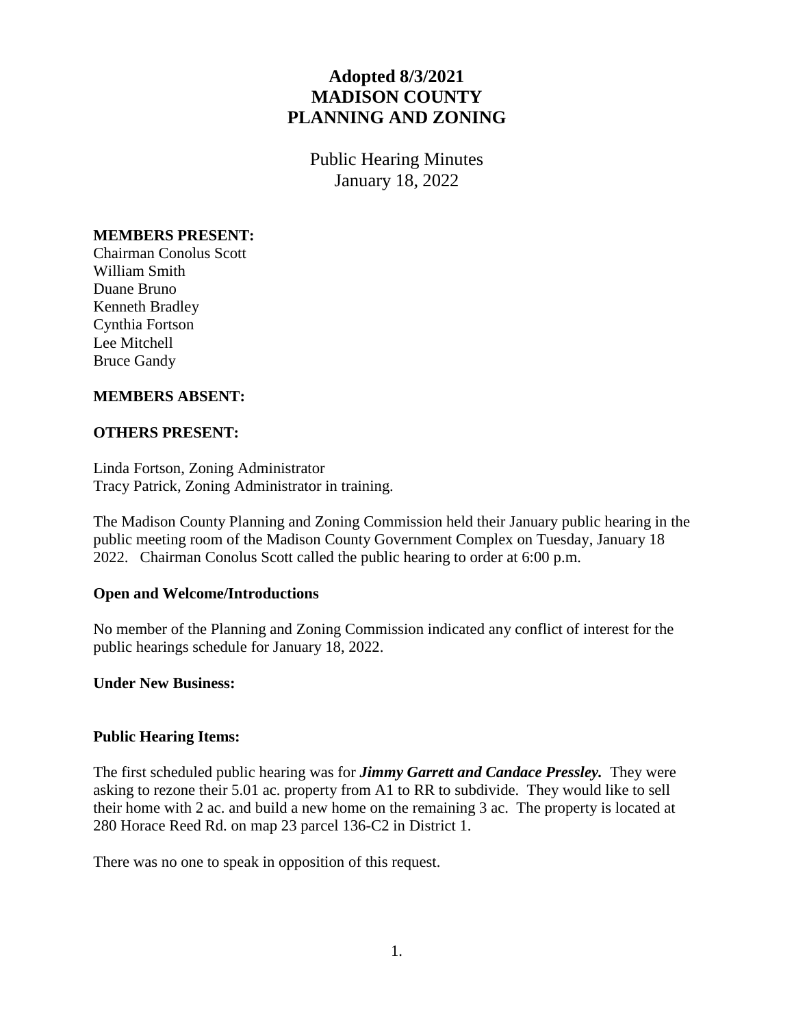# Adopted 8/3/2021
# MADISON COUNTY
# PLANNING AND ZONING

Public Hearing Minutes
January 18, 2022

**MEMBERS PRESENT:**
Chairman Conolus Scott
William Smith
Duane Bruno
Kenneth Bradley
Cynthia Fortson
Lee Mitchell
Bruce Gandy

**MEMBERS ABSENT:**

**OTHERS PRESENT:**

Linda Fortson, Zoning Administrator
Tracy Patrick, Zoning Administrator in training.

The Madison County Planning and Zoning Commission held their January public hearing in the public meeting room of the Madison County Government Complex on Tuesday, January 18 2022. Chairman Conolus Scott called the public hearing to order at 6:00 p.m.

**Open and Welcome/Introductions**

No member of the Planning and Zoning Commission indicated any conflict of interest for the public hearings schedule for January 18, 2022.

**Under New Business:**

**Public Hearing Items:**

The first scheduled public hearing was for ***Jimmy Garrett and Candace Pressley.*** They were asking to rezone their 5.01 ac. property from A1 to RR to subdivide. They would like to sell their home with 2 ac. and build a new home on the remaining 3 ac. The property is located at 280 Horace Reed Rd. on map 23 parcel 136-C2 in District 1.

There was no one to speak in opposition of this request.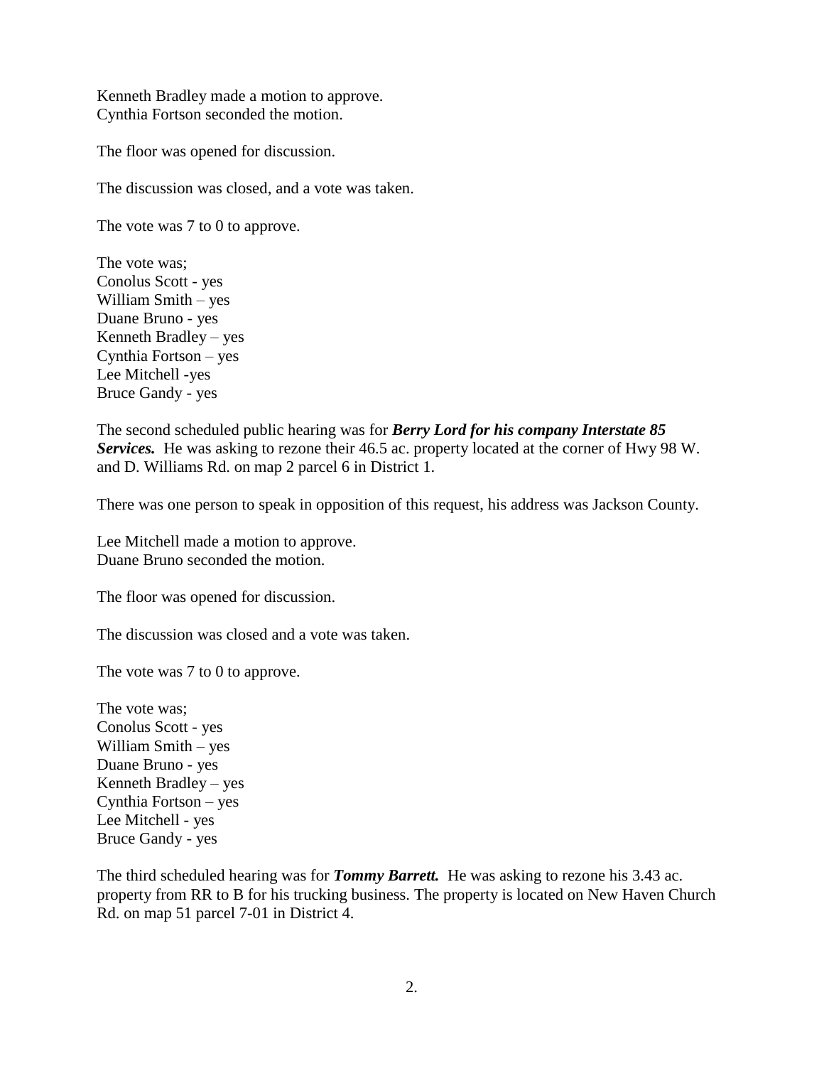Kenneth Bradley made a motion to approve.
Cynthia Fortson seconded the motion.

The floor was opened for discussion.

The discussion was closed, and a vote was taken.

The vote was 7 to 0 to approve.

The vote was;
Conolus Scott - yes
William Smith – yes
Duane Bruno - yes
Kenneth Bradley – yes
Cynthia Fortson – yes
Lee Mitchell -yes
Bruce Gandy - yes

The second scheduled public hearing was for ***Berry Lord for his company Interstate 85 Services.*** He was asking to rezone their 46.5 ac. property located at the corner of Hwy 98 W. and D. Williams Rd. on map 2 parcel 6 in District 1.

There was one person to speak in opposition of this request, his address was Jackson County.

Lee Mitchell made a motion to approve.
Duane Bruno seconded the motion.

The floor was opened for discussion.

The discussion was closed and a vote was taken.

The vote was 7 to 0 to approve.

The vote was;
Conolus Scott - yes
William Smith – yes
Duane Bruno - yes
Kenneth Bradley – yes
Cynthia Fortson – yes
Lee Mitchell - yes
Bruce Gandy - yes

The third scheduled hearing was for ***Tommy Barrett.*** He was asking to rezone his 3.43 ac. property from RR to B for his trucking business. The property is located on New Haven Church Rd. on map 51 parcel 7-01 in District 4.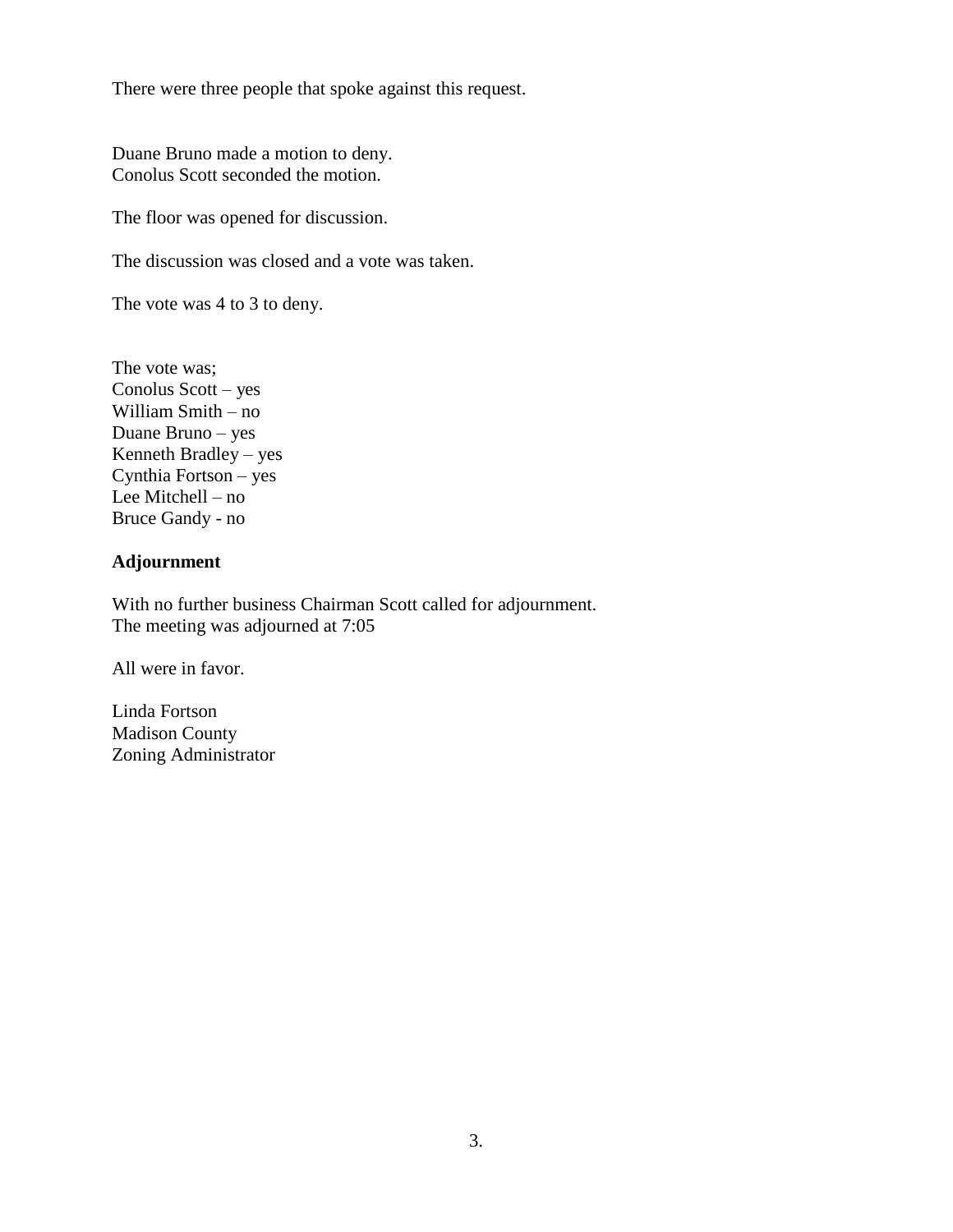There were three people that spoke against this request.

Duane Bruno made a motion to deny.
Conolus Scott seconded the motion.

The floor was opened for discussion.

The discussion was closed and a vote was taken.

The vote was 4 to 3 to deny.

The vote was;
Conolus Scott – yes
William Smith – no
Duane Bruno – yes
Kenneth Bradley – yes
Cynthia Fortson – yes
Lee Mitchell – no
Bruce Gandy - no

**Adjournment**

With no further business Chairman Scott called for adjournment.
The meeting was adjourned at 7:05

All were in favor.

Linda Fortson
Madison County
Zoning Administrator